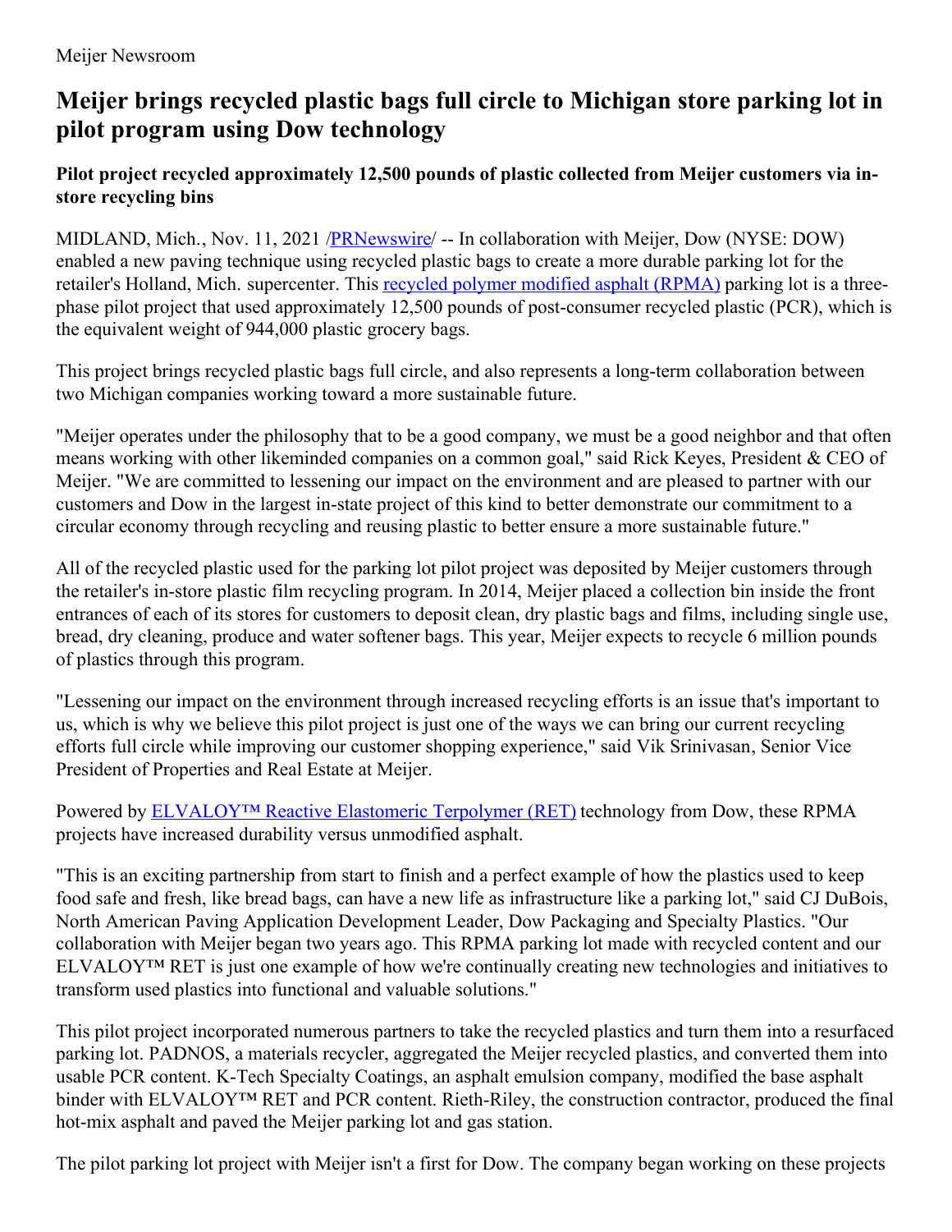Meijer Newsroom

# Meijer brings recycled plastic bags full circle to Michigan store parking lot in pilot program using Dow technology

### Pilot project recycled approximately 12,500 pounds of plastic collected from Meijer customers via in-store recycling bins

MIDLAND, Mich., Nov. 11, 2021 /PRNewswire/ -- In collaboration with Meijer, Dow (NYSE: DOW) enabled a new paving technique using recycled plastic bags to create a more durable parking lot for the retailer's Holland, Mich. supercenter. This recycled polymer modified asphalt (RPMA) parking lot is a three-phase pilot project that used approximately 12,500 pounds of post-consumer recycled plastic (PCR), which is the equivalent weight of 944,000 plastic grocery bags.

This project brings recycled plastic bags full circle, and also represents a long-term collaboration between two Michigan companies working toward a more sustainable future.

"Meijer operates under the philosophy that to be a good company, we must be a good neighbor and that often means working with other likeminded companies on a common goal," said Rick Keyes, President & CEO of Meijer. "We are committed to lessening our impact on the environment and are pleased to partner with our customers and Dow in the largest in-state project of this kind to better demonstrate our commitment to a circular economy through recycling and reusing plastic to better ensure a more sustainable future."

All of the recycled plastic used for the parking lot pilot project was deposited by Meijer customers through the retailer's in-store plastic film recycling program. In 2014, Meijer placed a collection bin inside the front entrances of each of its stores for customers to deposit clean, dry plastic bags and films, including single use, bread, dry cleaning, produce and water softener bags. This year, Meijer expects to recycle 6 million pounds of plastics through this program.

"Lessening our impact on the environment through increased recycling efforts is an issue that's important to us, which is why we believe this pilot project is just one of the ways we can bring our current recycling efforts full circle while improving our customer shopping experience," said Vik Srinivasan, Senior Vice President of Properties and Real Estate at Meijer.

Powered by ELVALOY™ Reactive Elastomeric Terpolymer (RET) technology from Dow, these RPMA projects have increased durability versus unmodified asphalt.

"This is an exciting partnership from start to finish and a perfect example of how the plastics used to keep food safe and fresh, like bread bags, can have a new life as infrastructure like a parking lot," said CJ DuBois, North American Paving Application Development Leader, Dow Packaging and Specialty Plastics. "Our collaboration with Meijer began two years ago. This RPMA parking lot made with recycled content and our ELVALOY™ RET is just one example of how we're continually creating new technologies and initiatives to transform used plastics into functional and valuable solutions."

This pilot project incorporated numerous partners to take the recycled plastics and turn them into a resurfaced parking lot. PADNOS, a materials recycler, aggregated the Meijer recycled plastics, and converted them into usable PCR content. K-Tech Specialty Coatings, an asphalt emulsion company, modified the base asphalt binder with ELVALOY™ RET and PCR content. Rieth-Riley, the construction contractor, produced the final hot-mix asphalt and paved the Meijer parking lot and gas station.

The pilot parking lot project with Meijer isn't a first for Dow. The company began working on these projects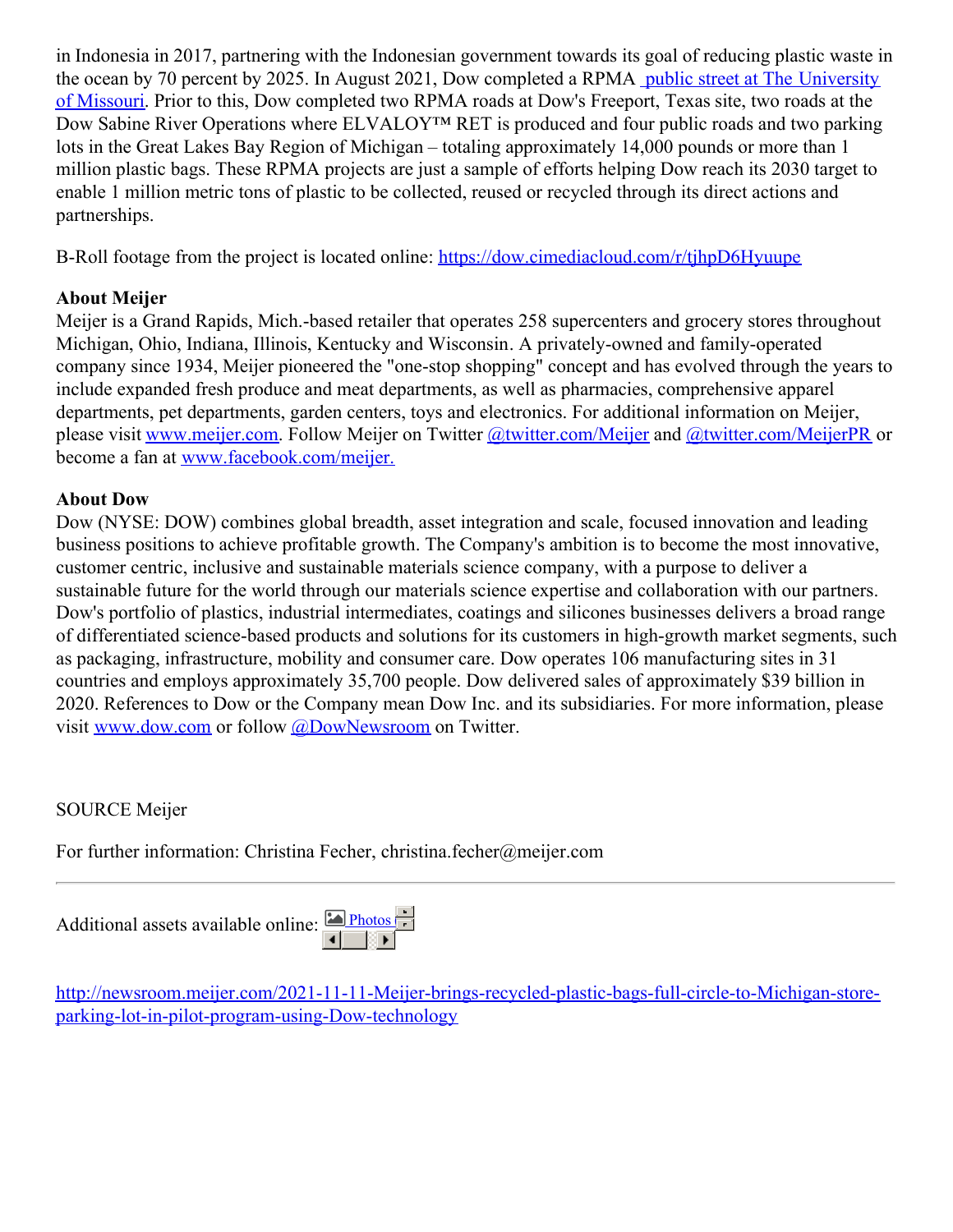in Indonesia in 2017, partnering with the Indonesian government towards its goal of reducing plastic waste in the ocean by 70 percent by 2025. In August 2021, Dow completed a RPMA public street at The University of Missouri. Prior to this, Dow completed two RPMA roads at Dow's Freeport, Texas site, two roads at the Dow Sabine River Operations where ELVALOY™ RET is produced and four public roads and two parking lots in the Great Lakes Bay Region of Michigan – totaling approximately 14,000 pounds or more than 1 million plastic bags. These RPMA projects are just a sample of efforts helping Dow reach its 2030 target to enable 1 million metric tons of plastic to be collected, reused or recycled through its direct actions and partnerships.

B-Roll footage from the project is located online: https://dow.cimediacloud.com/r/tjhpD6Hyuupe

**About Meijer**
Meijer is a Grand Rapids, Mich.-based retailer that operates 258 supercenters and grocery stores throughout Michigan, Ohio, Indiana, Illinois, Kentucky and Wisconsin. A privately-owned and family-operated company since 1934, Meijer pioneered the "one-stop shopping" concept and has evolved through the years to include expanded fresh produce and meat departments, as well as pharmacies, comprehensive apparel departments, pet departments, garden centers, toys and electronics. For additional information on Meijer, please visit www.meijer.com. Follow Meijer on Twitter @twitter.com/Meijer and @twitter.com/MeijerPR or become a fan at www.facebook.com/meijer.

**About Dow**
Dow (NYSE: DOW) combines global breadth, asset integration and scale, focused innovation and leading business positions to achieve profitable growth. The Company's ambition is to become the most innovative, customer centric, inclusive and sustainable materials science company, with a purpose to deliver a sustainable future for the world through our materials science expertise and collaboration with our partners. Dow's portfolio of plastics, industrial intermediates, coatings and silicones businesses delivers a broad range of differentiated science-based products and solutions for its customers in high-growth market segments, such as packaging, infrastructure, mobility and consumer care. Dow operates 106 manufacturing sites in 31 countries and employs approximately 35,700 people. Dow delivered sales of approximately $39 billion in 2020. References to Dow or the Company mean Dow Inc. and its subsidiaries. For more information, please visit www.dow.com or follow @DowNewsroom on Twitter.

SOURCE Meijer

For further information: Christina Fecher, christina.fecher@meijer.com

---

Additional assets available online: Photos

http://newsroom.meijer.com/2021-11-11-Meijer-brings-recycled-plastic-bags-full-circle-to-Michigan-store-parking-lot-in-pilot-program-using-Dow-technology